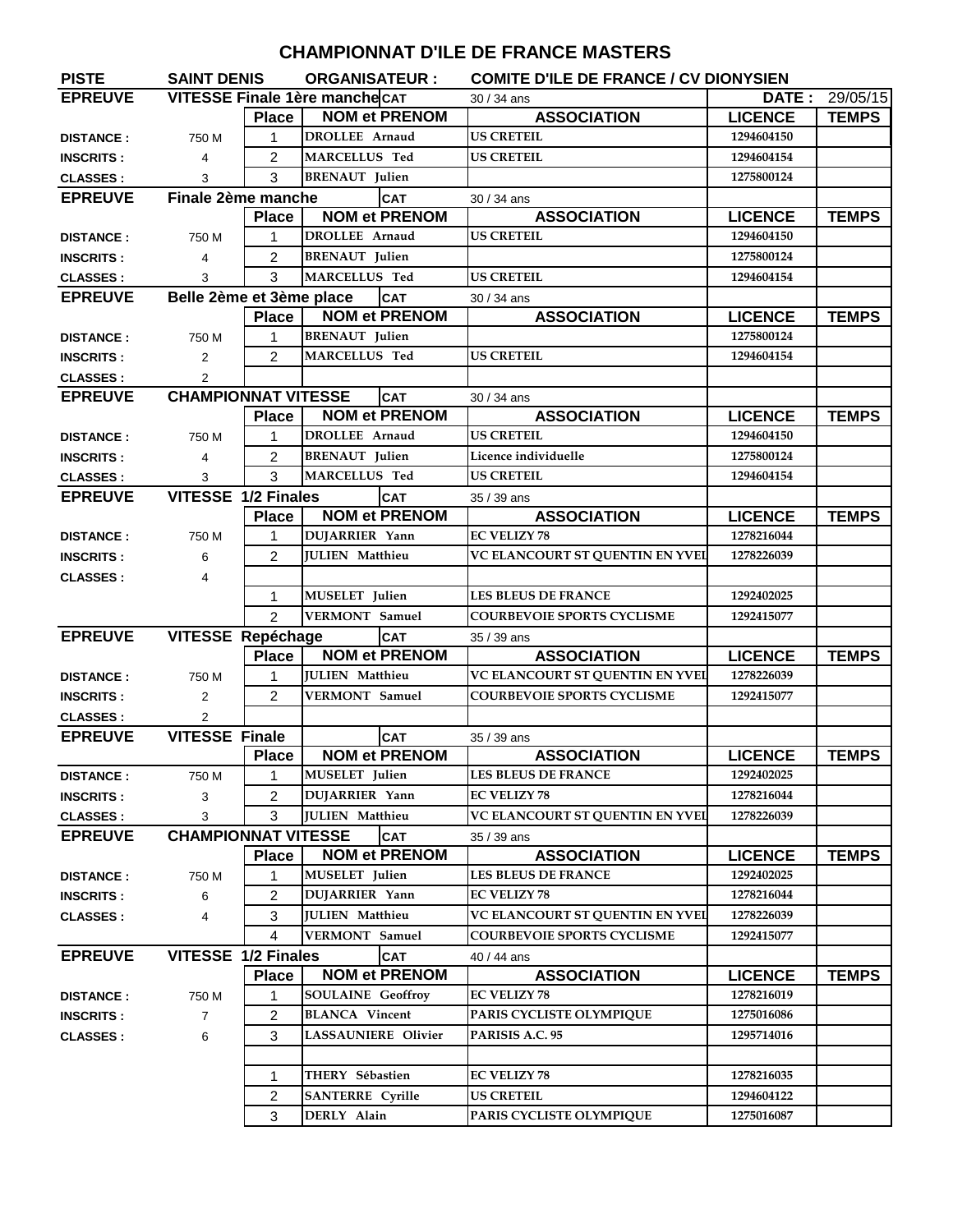# CHAMPIONNAT D'ILE DE FRANCE MASTERS

| PISTE | SAINT DENIS | ORGANISATEUR : | | COMITE D'ILE DE FRANCE / CV DIONYSIEN | | |
|---|---|---|---|---|---|---|
| **EPREUVE** | **VITESSE Finale 1ère manche** | | **CAT** | 30 / 34 ans | **DATE :** | 29/05/15 |
| | | **Place** | **NOM et PRENOM** | **ASSOCIATION** | **LICENCE** | **TEMPS** |
| **DISTANCE :** | 750 M | 1 | DROLLEE Arnaud | US CRETEIL | 1294604150 | |
| **INSCRITS :** | 4 | 2 | MARCELLUS Ted | US CRETEIL | 1294604154 | |
| **CLASSES :** | 3 | 3 | BRENAUT Julien | | 1275800124 | |
| **EPREUVE** | **Finale 2ème manche** | | **CAT** | 30 / 34 ans | | |
| | | **Place** | **NOM et PRENOM** | **ASSOCIATION** | **LICENCE** | **TEMPS** |
| **DISTANCE :** | 750 M | 1 | DROLLEE Arnaud | US CRETEIL | 1294604150 | |
| **INSCRITS :** | 4 | 2 | BRENAUT Julien | | 1275800124 | |
| **CLASSES :** | 3 | 3 | MARCELLUS Ted | US CRETEIL | 1294604154 | |
| **EPREUVE** | **Belle 2ème et 3ème place** | | **CAT** | 30 / 34 ans | | |
| | | **Place** | **NOM et PRENOM** | **ASSOCIATION** | **LICENCE** | **TEMPS** |
| **DISTANCE :** | 750 M | 1 | BRENAUT Julien | | 1275800124 | |
| **INSCRITS :** | 2 | 2 | MARCELLUS Ted | US CRETEIL | 1294604154 | |
| **CLASSES :** | 2 | | | | | |
| **EPREUVE** | **CHAMPIONNAT VITESSE** | | **CAT** | 30 / 34 ans | | |
| | | **Place** | **NOM et PRENOM** | **ASSOCIATION** | **LICENCE** | **TEMPS** |
| **DISTANCE :** | 750 M | 1 | DROLLEE Arnaud | US CRETEIL | 1294604150 | |
| **INSCRITS :** | 4 | 2 | BRENAUT Julien | Licence individuelle | 1275800124 | |
| **CLASSES :** | 3 | 3 | MARCELLUS Ted | US CRETEIL | 1294604154 | |
| **EPREUVE** | **VITESSE 1/2 Finales** | | **CAT** | 35 / 39 ans | | |
| | | **Place** | **NOM et PRENOM** | **ASSOCIATION** | **LICENCE** | **TEMPS** |
| **DISTANCE :** | 750 M | 1 | DUJARRIER Yann | EC VELIZY 78 | 1278216044 | |
| **INSCRITS :** | 6 | 2 | JULIEN Matthieu | VC ELANCOURT ST QUENTIN EN YVEL | 1278226039 | |
| **CLASSES :** | 4 | | | | | |
| | | 1 | MUSELET Julien | LES BLEUS DE FRANCE | 1292402025 | |
| | | 2 | VERMONT Samuel | COURBEVOIE SPORTS CYCLISME | 1292415077 | |
| **EPREUVE** | **VITESSE Repéchage** | | **CAT** | 35 / 39 ans | | |
| | | **Place** | **NOM et PRENOM** | **ASSOCIATION** | **LICENCE** | **TEMPS** |
| **DISTANCE :** | 750 M | 1 | JULIEN Matthieu | VC ELANCOURT ST QUENTIN EN YVEL | 1278226039 | |
| **INSCRITS :** | 2 | 2 | VERMONT Samuel | COURBEVOIE SPORTS CYCLISME | 1292415077 | |
| **CLASSES :** | 2 | | | | | |
| **EPREUVE** | **VITESSE Finale** | | **CAT** | 35 / 39 ans | | |
| | | **Place** | **NOM et PRENOM** | **ASSOCIATION** | **LICENCE** | **TEMPS** |
| **DISTANCE :** | 750 M | 1 | MUSELET Julien | LES BLEUS DE FRANCE | 1292402025 | |
| **INSCRITS :** | 3 | 2 | DUJARRIER Yann | EC VELIZY 78 | 1278216044 | |
| **CLASSES :** | 3 | 3 | JULIEN Matthieu | VC ELANCOURT ST QUENTIN EN YVEL | 1278226039 | |
| **EPREUVE** | **CHAMPIONNAT VITESSE** | | **CAT** | 35 / 39 ans | | |
| | | **Place** | **NOM et PRENOM** | **ASSOCIATION** | **LICENCE** | **TEMPS** |
| **DISTANCE :** | 750 M | 1 | MUSELET Julien | LES BLEUS DE FRANCE | 1292402025 | |
| **INSCRITS :** | 6 | 2 | DUJARRIER Yann | EC VELIZY 78 | 1278216044 | |
| **CLASSES :** | 4 | 3 | JULIEN Matthieu | VC ELANCOURT ST QUENTIN EN YVEL | 1278226039 | |
| | | 4 | VERMONT Samuel | COURBEVOIE SPORTS CYCLISME | 1292415077 | |
| **EPREUVE** | **VITESSE 1/2 Finales** | | **CAT** | 40 / 44 ans | | |
| | | **Place** | **NOM et PRENOM** | **ASSOCIATION** | **LICENCE** | **TEMPS** |
| **DISTANCE :** | 750 M | 1 | SOULAINE Geoffroy | EC VELIZY 78 | 1278216019 | |
| **INSCRITS :** | 7 | 2 | BLANCA Vincent | PARIS CYCLISTE OLYMPIQUE | 1275016086 | |
| **CLASSES :** | 6 | 3 | LASSAUNIERE Olivier | PARISIS A.C. 95 | 1295714016 | |
| | | | | | | |
| | | 1 | THERY Sébastien | EC VELIZY 78 | 1278216035 | |
| | | 2 | SANTERRE Cyrille | US CRETEIL | 1294604122 | |
| | | 3 | DERLY Alain | PARIS CYCLISTE OLYMPIQUE | 1275016087 | |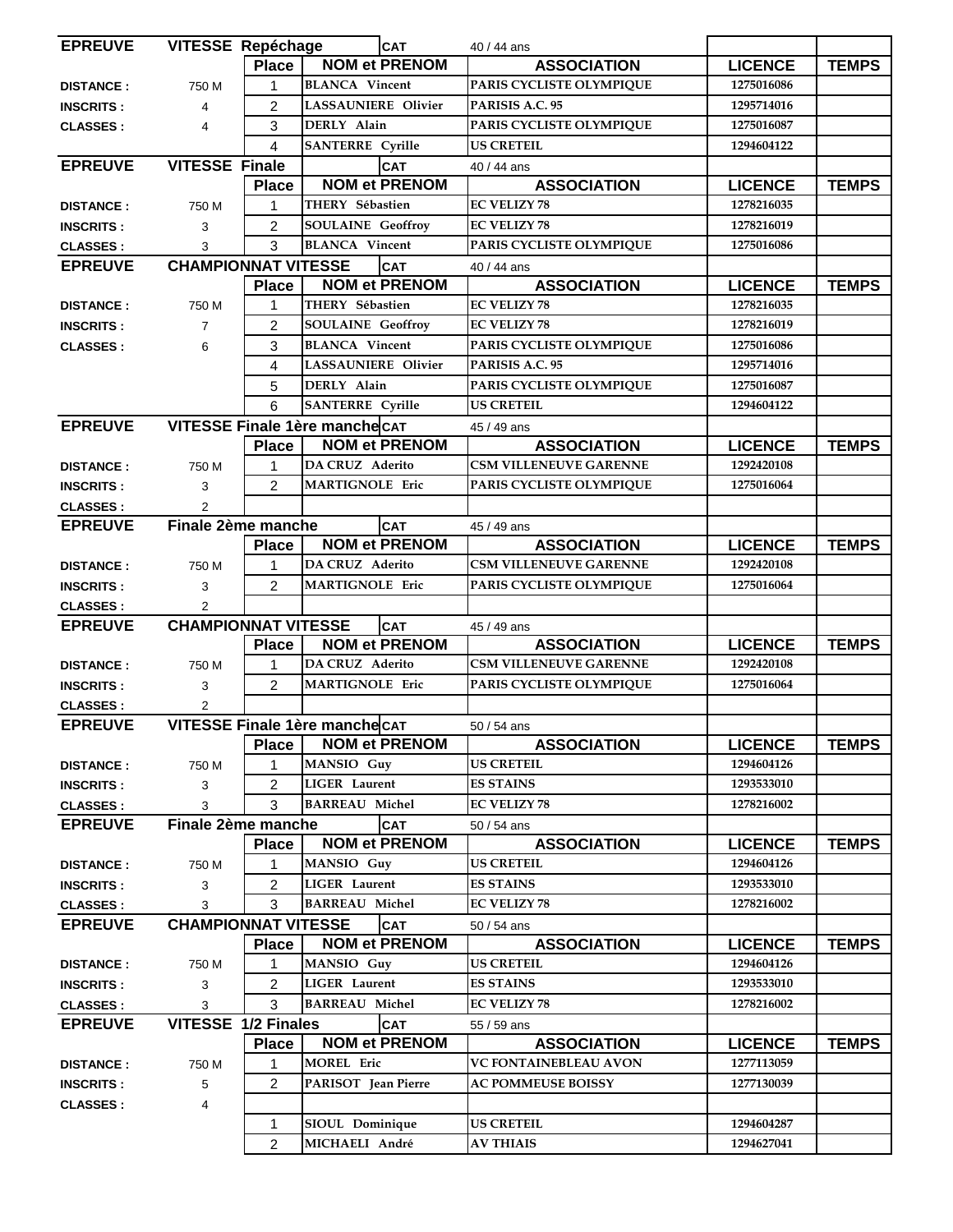| EPREUVE | VITESSE Repéchage | CAT | 40 / 44 ans | | |
|---|---|---|---|---|---|
| | | **Place** | **NOM et PRENOM** | **ASSOCIATION** | **LICENCE** | **TEMPS** |
| **DISTANCE :** | 750 M | 1 | BLANCA Vincent | PARIS CYCLISTE OLYMPIQUE | 1275016086 | |
| **INSCRITS :** | 4 | 2 | LASSAUNIERE Olivier | PARISIS A.C. 95 | 1295714016 | |
| **CLASSES :** | 4 | 3 | DERLY Alain | PARIS CYCLISTE OLYMPIQUE | 1275016087 | |
| | | 4 | SANTERRE Cyrille | US CRETEIL | 1294604122 | |

| EPREUVE | VITESSE Finale | CAT | 40 / 44 ans | | | |
|---|---|---|---|---|---|---|
| | | **Place** | **NOM et PRENOM** | **ASSOCIATION** | **LICENCE** | **TEMPS** |
| **DISTANCE :** | 750 M | 1 | THERY Sébastien | EC VELIZY 78 | 1278216035 | |
| **INSCRITS :** | 3 | 2 | SOULAINE Geoffroy | EC VELIZY 78 | 1278216019 | |
| **CLASSES :** | 3 | 3 | BLANCA Vincent | PARIS CYCLISTE OLYMPIQUE | 1275016086 | |

| EPREUVE | CHAMPIONNAT VITESSE | CAT | 40 / 44 ans | | | |
|---|---|---|---|---|---|---|
| | | **Place** | **NOM et PRENOM** | **ASSOCIATION** | **LICENCE** | **TEMPS** |
| **DISTANCE :** | 750 M | 1 | THERY Sébastien | EC VELIZY 78 | 1278216035 | |
| **INSCRITS :** | 7 | 2 | SOULAINE Geoffroy | EC VELIZY 78 | 1278216019 | |
| **CLASSES :** | 6 | 3 | BLANCA Vincent | PARIS CYCLISTE OLYMPIQUE | 1275016086 | |
| | | 4 | LASSAUNIERE Olivier | PARISIS A.C. 95 | 1295714016 | |
| | | 5 | DERLY Alain | PARIS CYCLISTE OLYMPIQUE | 1275016087 | |
| | | 6 | SANTERRE Cyrille | US CRETEIL | 1294604122 | |

| EPREUVE | VITESSE Finale 1ère manche | CAT | 45 / 49 ans | | | |
|---|---|---|---|---|---|---|
| | | **Place** | **NOM et PRENOM** | **ASSOCIATION** | **LICENCE** | **TEMPS** |
| **DISTANCE :** | 750 M | 1 | DA CRUZ Aderito | CSM VILLENEUVE GARENNE | 1292420108 | |
| **INSCRITS :** | 3 | 2 | MARTIGNOLE Eric | PARIS CYCLISTE OLYMPIQUE | 1275016064 | |
| **CLASSES :** | 2 | | | | | |

| EPREUVE | Finale 2ème manche | CAT | 45 / 49 ans | | | |
|---|---|---|---|---|---|---|
| | | **Place** | **NOM et PRENOM** | **ASSOCIATION** | **LICENCE** | **TEMPS** |
| **DISTANCE :** | 750 M | 1 | DA CRUZ Aderito | CSM VILLENEUVE GARENNE | 1292420108 | |
| **INSCRITS :** | 3 | 2 | MARTIGNOLE Eric | PARIS CYCLISTE OLYMPIQUE | 1275016064 | |
| **CLASSES :** | 2 | | | | | |

| EPREUVE | CHAMPIONNAT VITESSE | CAT | 45 / 49 ans | | | |
|---|---|---|---|---|---|---|
| | | **Place** | **NOM et PRENOM** | **ASSOCIATION** | **LICENCE** | **TEMPS** |
| **DISTANCE :** | 750 M | 1 | DA CRUZ Aderito | CSM VILLENEUVE GARENNE | 1292420108 | |
| **INSCRITS :** | 3 | 2 | MARTIGNOLE Eric | PARIS CYCLISTE OLYMPIQUE | 1275016064 | |
| **CLASSES :** | 2 | | | | | |

| EPREUVE | VITESSE Finale 1ère manche | CAT | 50 / 54 ans | | | |
|---|---|---|---|---|---|---|
| | | **Place** | **NOM et PRENOM** | **ASSOCIATION** | **LICENCE** | **TEMPS** |
| **DISTANCE :** | 750 M | 1 | MANSIO Guy | US CRETEIL | 1294604126 | |
| **INSCRITS :** | 3 | 2 | LIGER Laurent | ES STAINS | 1293533010 | |
| **CLASSES :** | 3 | 3 | BARREAU Michel | EC VELIZY 78 | 1278216002 | |

| EPREUVE | Finale 2ème manche | CAT | 50 / 54 ans | | | |
|---|---|---|---|---|---|---|
| | | **Place** | **NOM et PRENOM** | **ASSOCIATION** | **LICENCE** | **TEMPS** |
| **DISTANCE :** | 750 M | 1 | MANSIO Guy | US CRETEIL | 1294604126 | |
| **INSCRITS :** | 3 | 2 | LIGER Laurent | ES STAINS | 1293533010 | |
| **CLASSES :** | 3 | 3 | BARREAU Michel | EC VELIZY 78 | 1278216002 | |

| EPREUVE | CHAMPIONNAT VITESSE | CAT | 50 / 54 ans | | | |
|---|---|---|---|---|---|---|
| | | **Place** | **NOM et PRENOM** | **ASSOCIATION** | **LICENCE** | **TEMPS** |
| **DISTANCE :** | 750 M | 1 | MANSIO Guy | US CRETEIL | 1294604126 | |
| **INSCRITS :** | 3 | 2 | LIGER Laurent | ES STAINS | 1293533010 | |
| **CLASSES :** | 3 | 3 | BARREAU Michel | EC VELIZY 78 | 1278216002 | |

| EPREUVE | VITESSE 1/2 Finales | CAT | 55 / 59 ans | | | |
|---|---|---|---|---|---|---|
| | | **Place** | **NOM et PRENOM** | **ASSOCIATION** | **LICENCE** | **TEMPS** |
| **DISTANCE :** | 750 M | 1 | MOREL Eric | VC FONTAINEBLEAU AVON | 1277113059 | |
| **INSCRITS :** | 5 | 2 | PARISOT Jean Pierre | AC POMMEUSE BOISSY | 1277130039 | |
| **CLASSES :** | 4 | | | | | |
| | | 1 | SIOUL Dominique | US CRETEIL | 1294604287 | |
| | | 2 | MICHAELI André | AV THIAIS | 1294627041 | |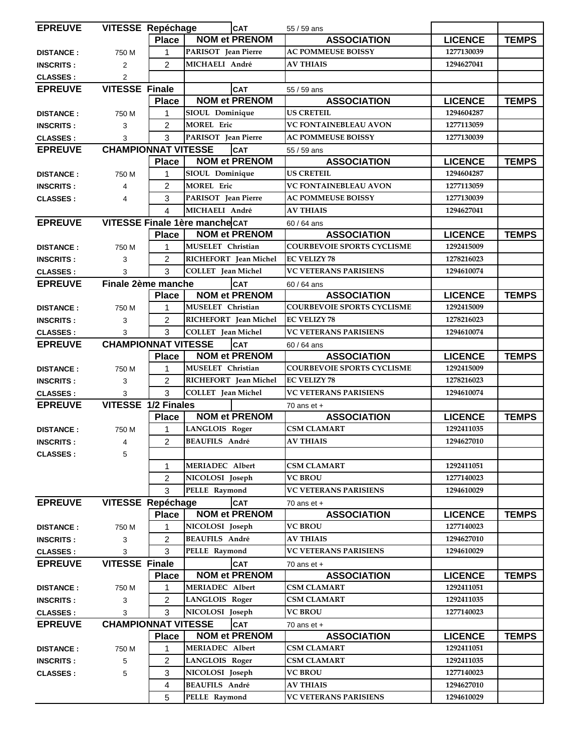| EPREUVE | VITESSE Repéchage | | CAT | 55 / 59 ans | | |
|---|---|---|---|---|---|---|
| | | Place | NOM et PRENOM | ASSOCIATION | LICENCE | TEMPS |
| DISTANCE : | 750 M | 1 | PARISOT Jean Pierre | AC POMMEUSE BOISSY | 1277130039 | |
| INSCRITS : | 2 | 2 | MICHAELI André | AV THIAIS | 1294627041 | |
| CLASSES : | 2 | | | | | |
| EPREUVE | VITESSE Finale | | CAT | 55 / 59 ans | | |
| | | Place | NOM et PRENOM | ASSOCIATION | LICENCE | TEMPS |
| DISTANCE : | 750 M | 1 | SIOUL Dominique | US CRETEIL | 1294604287 | |
| INSCRITS : | 3 | 2 | MOREL Eric | VC FONTAINEBLEAU AVON | 1277113059 | |
| CLASSES : | 3 | 3 | PARISOT Jean Pierre | AC POMMEUSE BOISSY | 1277130039 | |
| EPREUVE | CHAMPIONNAT VITESSE | | CAT | 55 / 59 ans | | |
| | | Place | NOM et PRENOM | ASSOCIATION | LICENCE | TEMPS |
| DISTANCE : | 750 M | 1 | SIOUL Dominique | US CRETEIL | 1294604287 | |
| INSCRITS : | 4 | 2 | MOREL Eric | VC FONTAINEBLEAU AVON | 1277113059 | |
| CLASSES : | 4 | 3 | PARISOT Jean Pierre | AC POMMEUSE BOISSY | 1277130039 | |
| | | 4 | MICHAELI André | AV THIAIS | 1294627041 | |
| EPREUVE | VITESSE Finale 1ère manche | | CAT | 60 / 64 ans | | |
| | | Place | NOM et PRENOM | ASSOCIATION | LICENCE | TEMPS |
| DISTANCE : | 750 M | 1 | MUSELET Christian | COURBEVOIE SPORTS CYCLISME | 1292415009 | |
| INSCRITS : | 3 | 2 | RICHEFORT Jean Michel | EC VELIZY 78 | 1278216023 | |
| CLASSES : | 3 | 3 | COLLET Jean Michel | VC VETERANS PARISIENS | 1294610074 | |
| EPREUVE | Finale 2ème manche | | CAT | 60 / 64 ans | | |
| | | Place | NOM et PRENOM | ASSOCIATION | LICENCE | TEMPS |
| DISTANCE : | 750 M | 1 | MUSELET Christian | COURBEVOIE SPORTS CYCLISME | 1292415009 | |
| INSCRITS : | 3 | 2 | RICHEFORT Jean Michel | EC VELIZY 78 | 1278216023 | |
| CLASSES : | 3 | 3 | COLLET Jean Michel | VC VETERANS PARISIENS | 1294610074 | |
| EPREUVE | CHAMPIONNAT VITESSE | | CAT | 60 / 64 ans | | |
| | | Place | NOM et PRENOM | ASSOCIATION | LICENCE | TEMPS |
| DISTANCE : | 750 M | 1 | MUSELET Christian | COURBEVOIE SPORTS CYCLISME | 1292415009 | |
| INSCRITS : | 3 | 2 | RICHEFORT Jean Michel | EC VELIZY 78 | 1278216023 | |
| CLASSES : | 3 | 3 | COLLET Jean Michel | VC VETERANS PARISIENS | 1294610074 | |
| EPREUVE | VITESSE 1/2 Finales | | | 70 ans et + | | |
| | | Place | NOM et PRENOM | ASSOCIATION | LICENCE | TEMPS |
| DISTANCE : | 750 M | 1 | LANGLOIS Roger | CSM CLAMART | 1292411035 | |
| INSCRITS : | 4 | 2 | BEAUFILS André | AV THIAIS | 1294627010 | |
| CLASSES : | 5 | | | | | |
| | | 1 | MERIADEC Albert | CSM CLAMART | 1292411051 | |
| | | 2 | NICOLOSI Joseph | VC BROU | 1277140023 | |
| | | 3 | PELLE Raymond | VC VETERANS PARISIENS | 1294610029 | |
| EPREUVE | VITESSE Repéchage | | CAT | 70 ans et + | | |
| | | Place | NOM et PRENOM | ASSOCIATION | LICENCE | TEMPS |
| DISTANCE : | 750 M | 1 | NICOLOSI Joseph | VC BROU | 1277140023 | |
| INSCRITS : | 3 | 2 | BEAUFILS André | AV THIAIS | 1294627010 | |
| CLASSES : | 3 | 3 | PELLE Raymond | VC VETERANS PARISIENS | 1294610029 | |
| EPREUVE | VITESSE Finale | | CAT | 70 ans et + | | |
| | | Place | NOM et PRENOM | ASSOCIATION | LICENCE | TEMPS |
| DISTANCE : | 750 M | 1 | MERIADEC Albert | CSM CLAMART | 1292411051 | |
| INSCRITS : | 3 | 2 | LANGLOIS Roger | CSM CLAMART | 1292411035 | |
| CLASSES : | 3 | 3 | NICOLOSI Joseph | VC BROU | 1277140023 | |
| EPREUVE | CHAMPIONNAT VITESSE | | CAT | 70 ans et + | | |
| | | Place | NOM et PRENOM | ASSOCIATION | LICENCE | TEMPS |
| DISTANCE : | 750 M | 1 | MERIADEC Albert | CSM CLAMART | 1292411051 | |
| INSCRITS : | 5 | 2 | LANGLOIS Roger | CSM CLAMART | 1292411035 | |
| CLASSES : | 5 | 3 | NICOLOSI Joseph | VC BROU | 1277140023 | |
| | | 4 | BEAUFILS André | AV THIAIS | 1294627010 | |
| | | 5 | PELLE Raymond | VC VETERANS PARISIENS | 1294610029 | |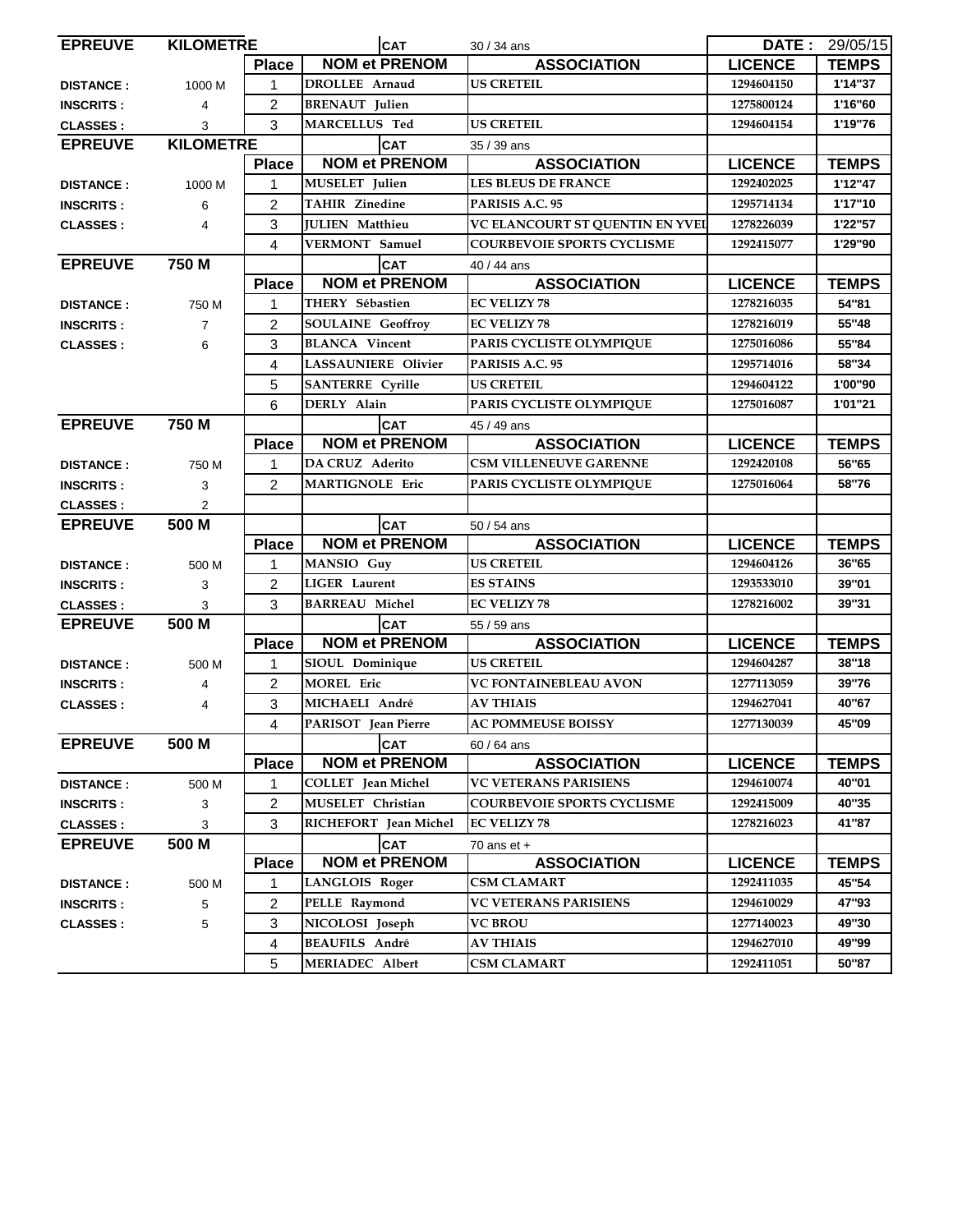| EPREUVE | KILOMETRE | | | CAT 30 / 34 ans | DATE : | 29/05/15 |
|---|---|---|---|---|---|---|
| | | Place | NOM et PRENOM | ASSOCIATION | LICENCE | TEMPS |
| DISTANCE : | 1000 M | 1 | DROLLEE Arnaud | US CRETEIL | 1294604150 | 1'14"37 |
| INSCRITS : | 4 | 2 | BRENAUT Julien | | 1275800124 | 1'16"60 |
| CLASSES : | 3 | 3 | MARCELLUS Ted | US CRETEIL | 1294604154 | 1'19"76 |
| EPREUVE | KILOMETRE | | | CAT 35 / 39 ans | | |
| | | Place | NOM et PRENOM | ASSOCIATION | LICENCE | TEMPS |
| DISTANCE : | 1000 M | 1 | MUSELET Julien | LES BLEUS DE FRANCE | 1292402025 | 1'12"47 |
| INSCRITS : | 6 | 2 | TAHIR Zinedine | PARISIS A.C. 95 | 1295714134 | 1'17"10 |
| CLASSES : | 4 | 3 | JULIEN Matthieu | VC ELANCOURT ST QUENTIN EN YVEL | 1278226039 | 1'22"57 |
| | | 4 | VERMONT Samuel | COURBEVOIE SPORTS CYCLISME | 1292415077 | 1'29"90 |
| EPREUVE | 750 M | | | CAT 40 / 44 ans | | |
| | | Place | NOM et PRENOM | ASSOCIATION | LICENCE | TEMPS |
| DISTANCE : | 750 M | 1 | THERY Sébastien | EC VELIZY 78 | 1278216035 | 54"81 |
| INSCRITS : | 7 | 2 | SOULAINE Geoffroy | EC VELIZY 78 | 1278216019 | 55"48 |
| CLASSES : | 6 | 3 | BLANCA Vincent | PARIS CYCLISTE OLYMPIQUE | 1275016086 | 55"84 |
| | | 4 | LASSAUNIERE Olivier | PARISIS A.C. 95 | 1295714016 | 58"34 |
| | | 5 | SANTERRE Cyrille | US CRETEIL | 1294604122 | 1'00"90 |
| | | 6 | DERLY Alain | PARIS CYCLISTE OLYMPIQUE | 1275016087 | 1'01"21 |
| EPREUVE | 750 M | | | CAT 45 / 49 ans | | |
| | | Place | NOM et PRENOM | ASSOCIATION | LICENCE | TEMPS |
| DISTANCE : | 750 M | 1 | DA CRUZ Aderito | CSM VILLENEUVE GARENNE | 1292420108 | 56"65 |
| INSCRITS : | 3 | 2 | MARTIGNOLE Eric | PARIS CYCLISTE OLYMPIQUE | 1275016064 | 58"76 |
| CLASSES : | 2 | | | | | |
| EPREUVE | 500 M | | | CAT 50 / 54 ans | | |
| | | Place | NOM et PRENOM | ASSOCIATION | LICENCE | TEMPS |
| DISTANCE : | 500 M | 1 | MANSIO Guy | US CRETEIL | 1294604126 | 36"65 |
| INSCRITS : | 3 | 2 | LIGER Laurent | ES STAINS | 1293533010 | 39"01 |
| CLASSES : | 3 | 3 | BARREAU Michel | EC VELIZY 78 | 1278216002 | 39"31 |
| EPREUVE | 500 M | | | CAT 55 / 59 ans | | |
| | | Place | NOM et PRENOM | ASSOCIATION | LICENCE | TEMPS |
| DISTANCE : | 500 M | 1 | SIOUL Dominique | US CRETEIL | 1294604287 | 38"18 |
| INSCRITS : | 4 | 2 | MOREL Eric | VC FONTAINEBLEAU AVON | 1277113059 | 39"76 |
| CLASSES : | 4 | 3 | MICHAELI André | AV THIAIS | 1294627041 | 40"67 |
| | | 4 | PARISOT Jean Pierre | AC POMMEUSE BOISSY | 1277130039 | 45"09 |
| EPREUVE | 500 M | | | CAT 60 / 64 ans | | |
| | | Place | NOM et PRENOM | ASSOCIATION | LICENCE | TEMPS |
| DISTANCE : | 500 M | 1 | COLLET Jean Michel | VC VETERANS PARISIENS | 1294610074 | 40"01 |
| INSCRITS : | 3 | 2 | MUSELET Christian | COURBEVOIE SPORTS CYCLISME | 1292415009 | 40"35 |
| CLASSES : | 3 | 3 | RICHEFORT Jean Michel | EC VELIZY 78 | 1278216023 | 41"87 |
| EPREUVE | 500 M | | | CAT 70 ans et + | | |
| | | Place | NOM et PRENOM | ASSOCIATION | LICENCE | TEMPS |
| DISTANCE : | 500 M | 1 | LANGLOIS Roger | CSM CLAMART | 1292411035 | 45"54 |
| INSCRITS : | 5 | 2 | PELLE Raymond | VC VETERANS PARISIENS | 1294610029 | 47"93 |
| CLASSES : | 5 | 3 | NICOLOSI Joseph | VC BROU | 1277140023 | 49"30 |
| | | 4 | BEAUFILS André | AV THIAIS | 1294627010 | 49"99 |
| | | 5 | MERIADEC Albert | CSM CLAMART | 1292411051 | 50"87 |